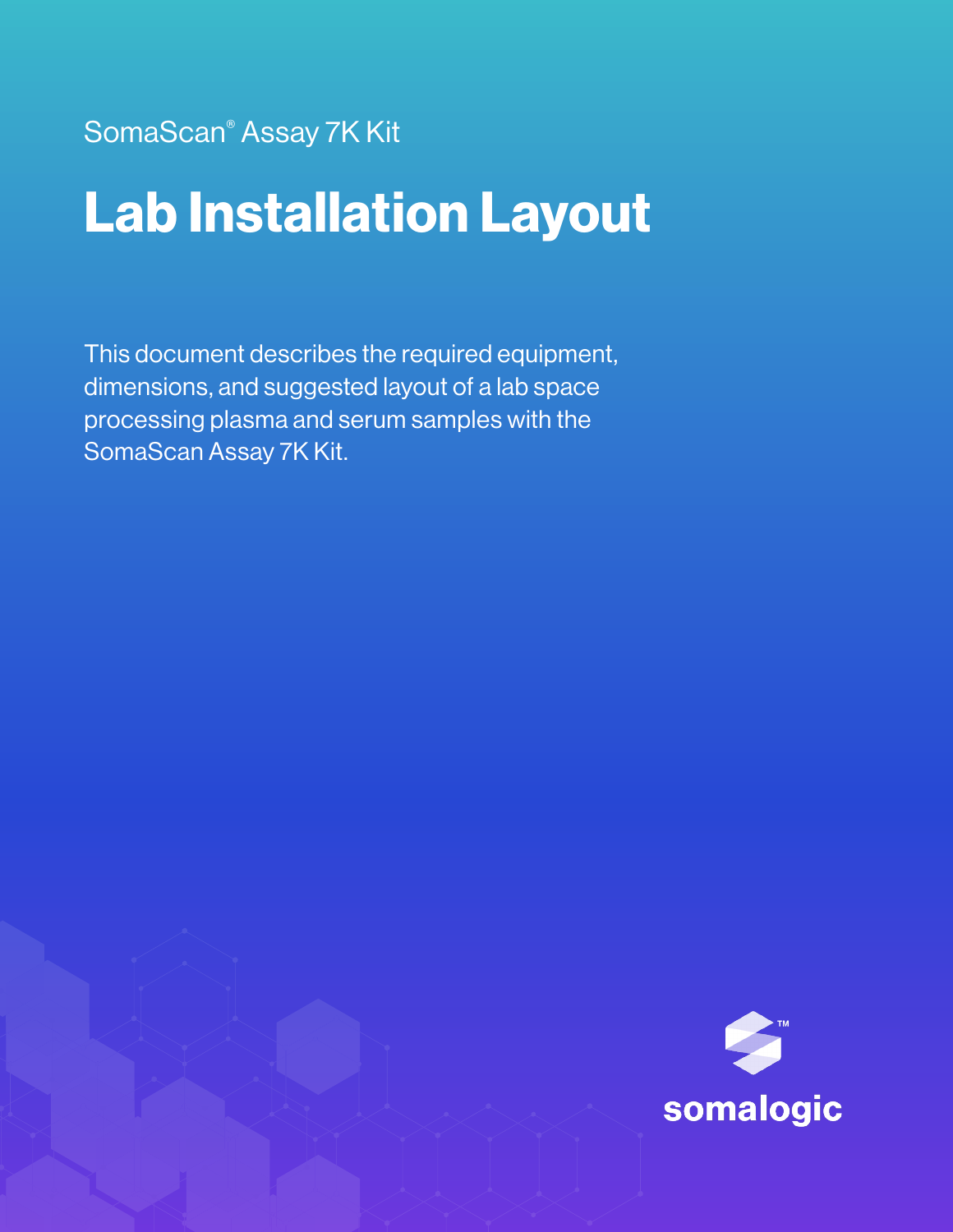SomaScan® Assay 7K Kit

# Lab Installation Layout

This document describes the required equipment, dimensions, and suggested layout of a lab space processing plasma and serum samples with the SomaScan Assay 7K Kit.

somalogic™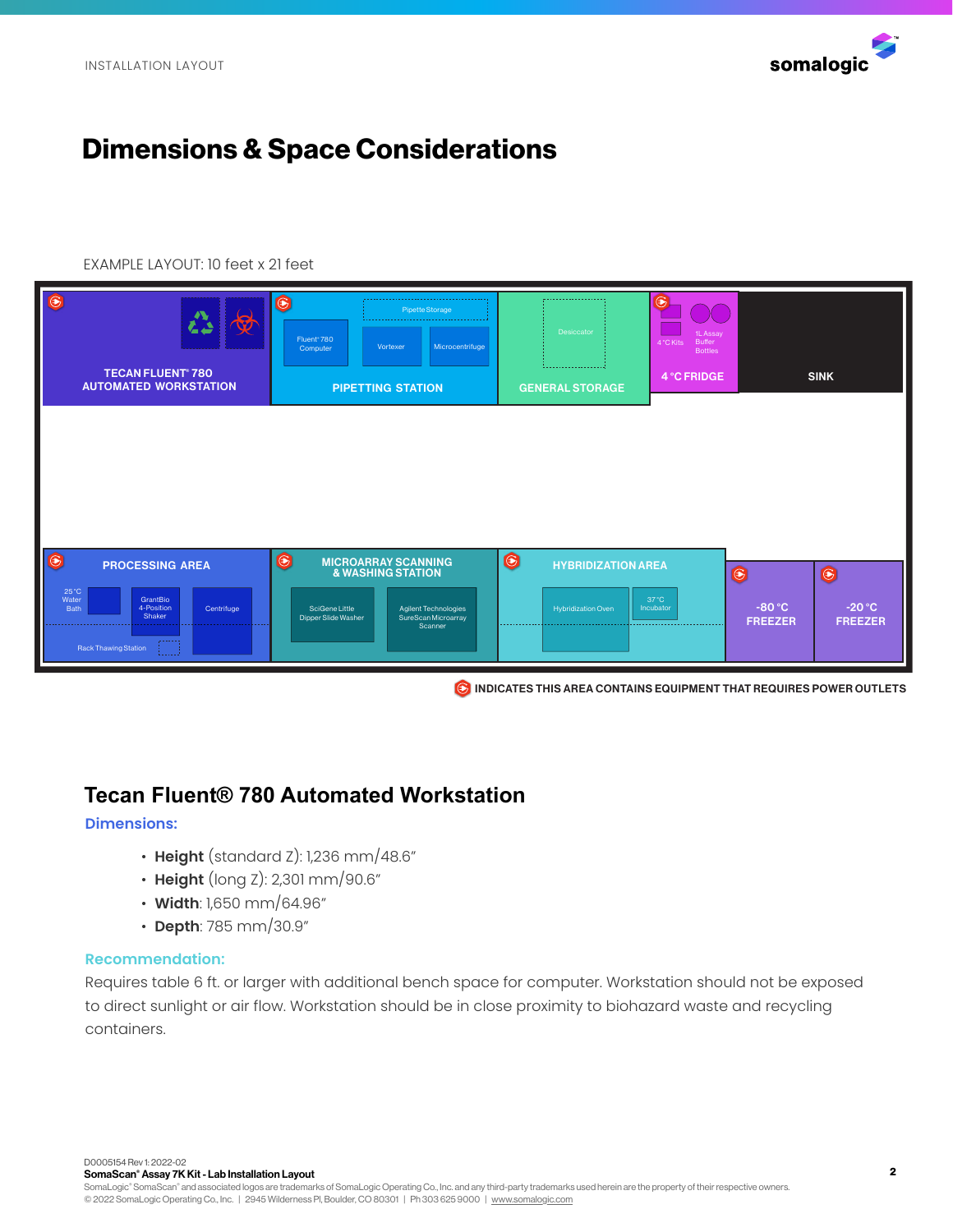# Dimensions & Space Considerations

EXAMPLE LAYOUT: 10 feet x 21 feet

TECAN FLUENT® 780 AUTOMATED WORKSTATION

PIPETTING STATION: Pipette Storage, Fluent® 780 Computer, Vortexer, Microcentrifuge

GENERAL STORAGE: Desiccator

4 °C FRIDGE: 4 °C Kits, 1L Assay Buffer Bottles

SINK

PROCESSING AREA: 25 °C Water Bath, GrantBio 4-Position Shaker, Centrifuge, Rack Thawing Station

MICROARRAY SCANNING & WASHING STATION: SciGene Little Dipper Slide Washer, Agilent Technologies SureScan Microarray Scanner

HYBRIDIZATION AREA: Hybridization Oven, 37 °C Incubator

-80 °C FREEZER

-20 °C FREEZER

INDICATES THIS AREA CONTAINS EQUIPMENT THAT REQUIRES POWER OUTLETS

## Tecan Fluent® 780 Automated Workstation

### Dimensions:

- **Height** (standard Z): 1,236 mm/48.6"
- **Height** (long Z): 2,301 mm/90.6"
- **Width**: 1,650 mm/64.96"
- **Depth**: 785 mm/30.9"

### Recommendation:

Requires table 6 ft. or larger with additional bench space for computer. Workstation should not be exposed to direct sunlight or air flow. Workstation should be in close proximity to biohazard waste and recycling containers.

D0005154 Rev 1: 2022-02
**SomaScan® Assay 7K Kit - Lab Installation Layout**
SomaLogic® SomaScan® and associated logos are trademarks of SomaLogic Operating Co., Inc. and any third-party trademarks used herein are the property of their respective owners.
© 2022 SomaLogic Operating Co., Inc. | 2945 Wilderness Pl, Boulder, CO 80301 | Ph 303 625 9000 | www.somalogic.com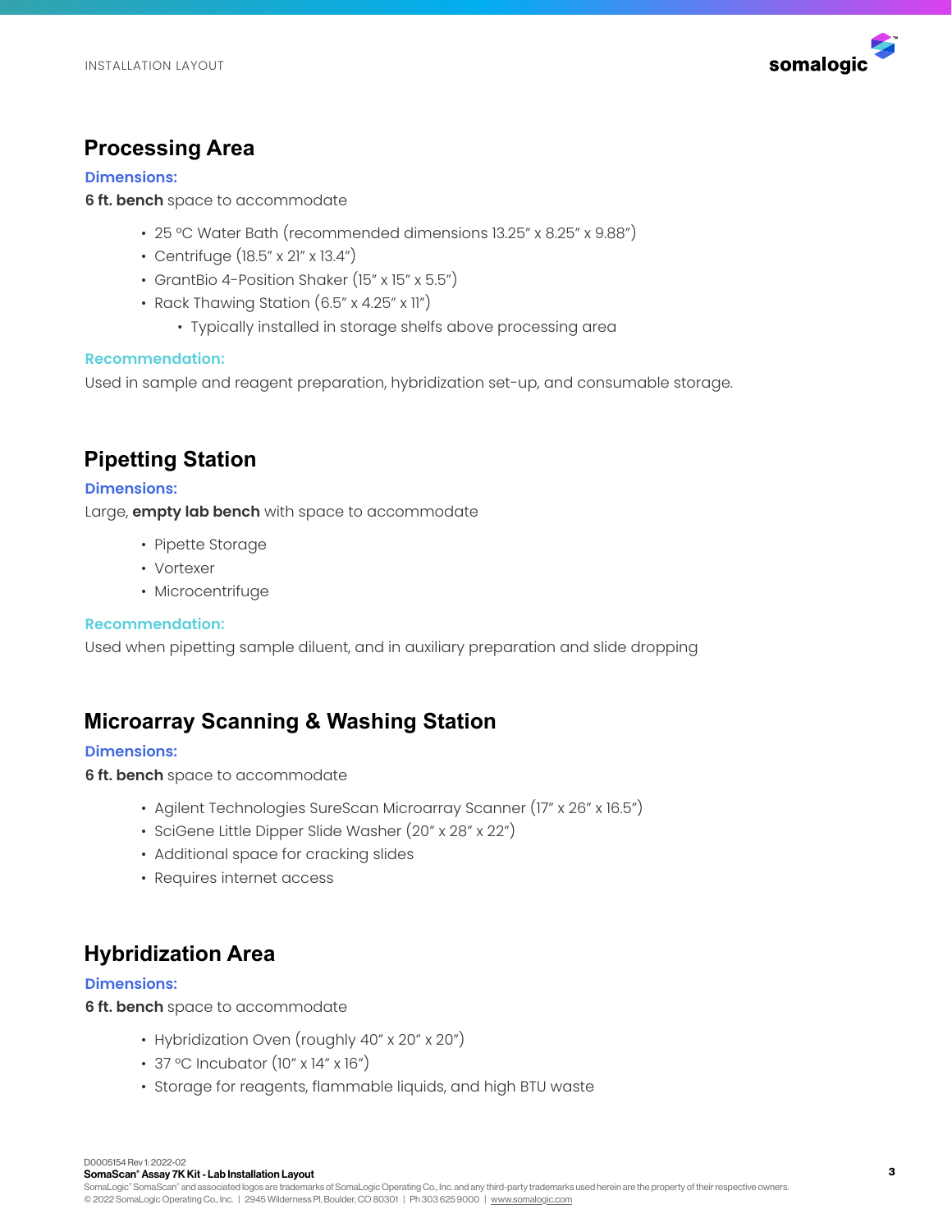## Processing Area

**Dimensions:**

**6 ft. bench** space to accommodate

- 25 °C Water Bath (recommended dimensions 13.25" x 8.25" x 9.88")
- Centrifuge (18.5" x 21" x 13.4")
- GrantBio 4-Position Shaker (15" x 15" x 5.5")
- Rack Thawing Station (6.5" x 4.25" x 11")
  - Typically installed in storage shelfs above processing area

**Recommendation:**

Used in sample and reagent preparation, hybridization set-up, and consumable storage.

## Pipetting Station

**Dimensions:**

Large, **empty lab bench** with space to accommodate

- Pipette Storage
- Vortexer
- Microcentrifuge

**Recommendation:**

Used when pipetting sample diluent, and in auxiliary preparation and slide dropping

## Microarray Scanning & Washing Station

**Dimensions:**

**6 ft. bench** space to accommodate

- Agilent Technologies SureScan Microarray Scanner (17" x 26" x 16.5")
- SciGene Little Dipper Slide Washer (20" x 28" x 22")
- Additional space for cracking slides
- Requires internet access

## Hybridization Area

**Dimensions:**

**6 ft. bench** space to accommodate

- Hybridization Oven (roughly 40" x 20" x 20")
- 37 °C Incubator (10" x 14" x 16")
- Storage for reagents, flammable liquids, and high BTU waste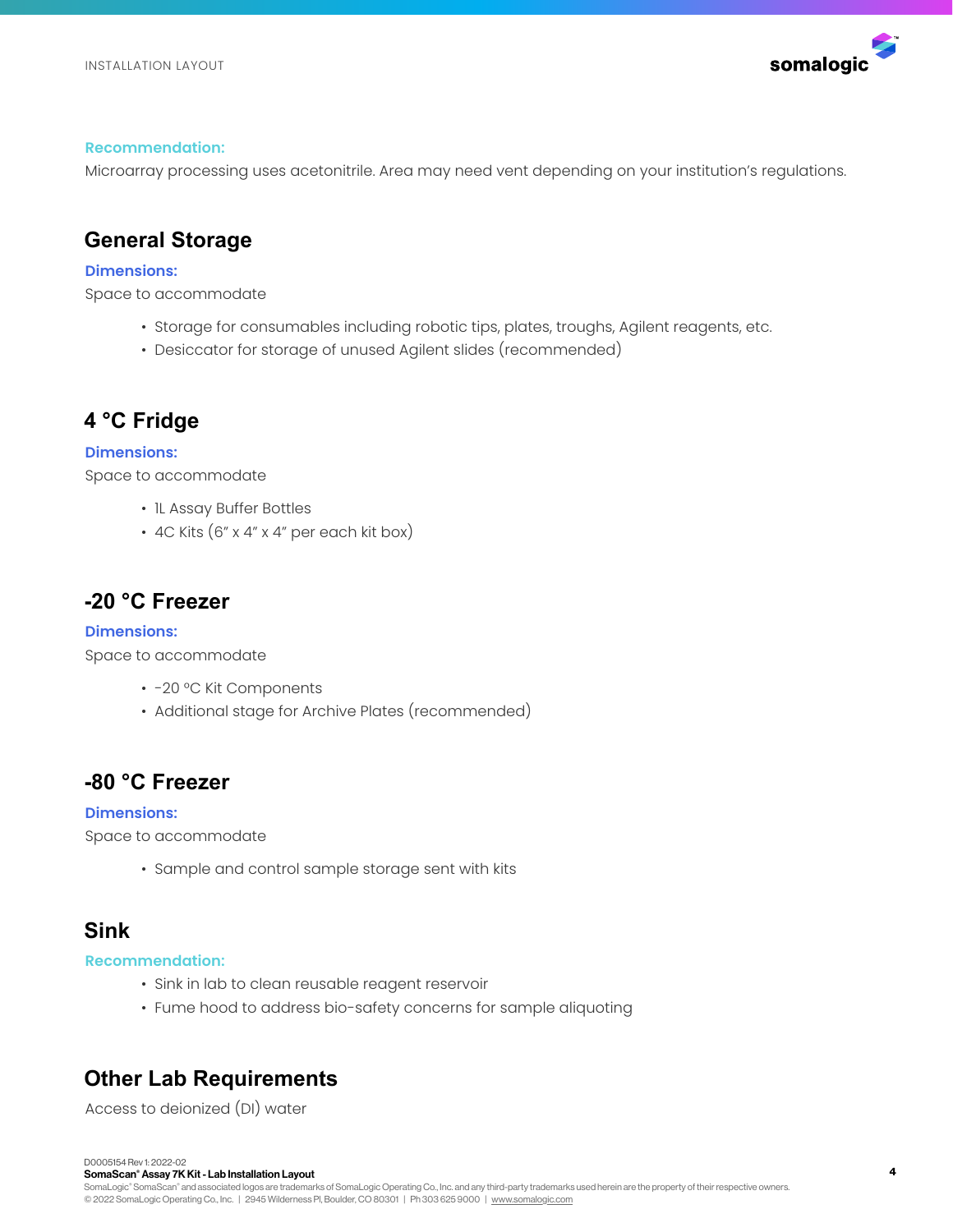**Recommendation:**

Microarray processing uses acetonitrile. Area may need vent depending on your institution's regulations.

## General Storage

**Dimensions:**

Space to accommodate

- Storage for consumables including robotic tips, plates, troughs, Agilent reagents, etc.
- Desiccator for storage of unused Agilent slides (recommended)

## 4 °C Fridge

**Dimensions:**

Space to accommodate

- 1L Assay Buffer Bottles
- 4C Kits (6" x 4" x 4" per each kit box)

## -20 °C Freezer

**Dimensions:**

Space to accommodate

- -20 °C Kit Components
- Additional stage for Archive Plates (recommended)

## -80 °C Freezer

**Dimensions:**

Space to accommodate

- Sample and control sample storage sent with kits

## Sink

**Recommendation:**

- Sink in lab to clean reusable reagent reservoir
- Fume hood to address bio-safety concerns for sample aliquoting

## Other Lab Requirements

Access to deionized (DI) water